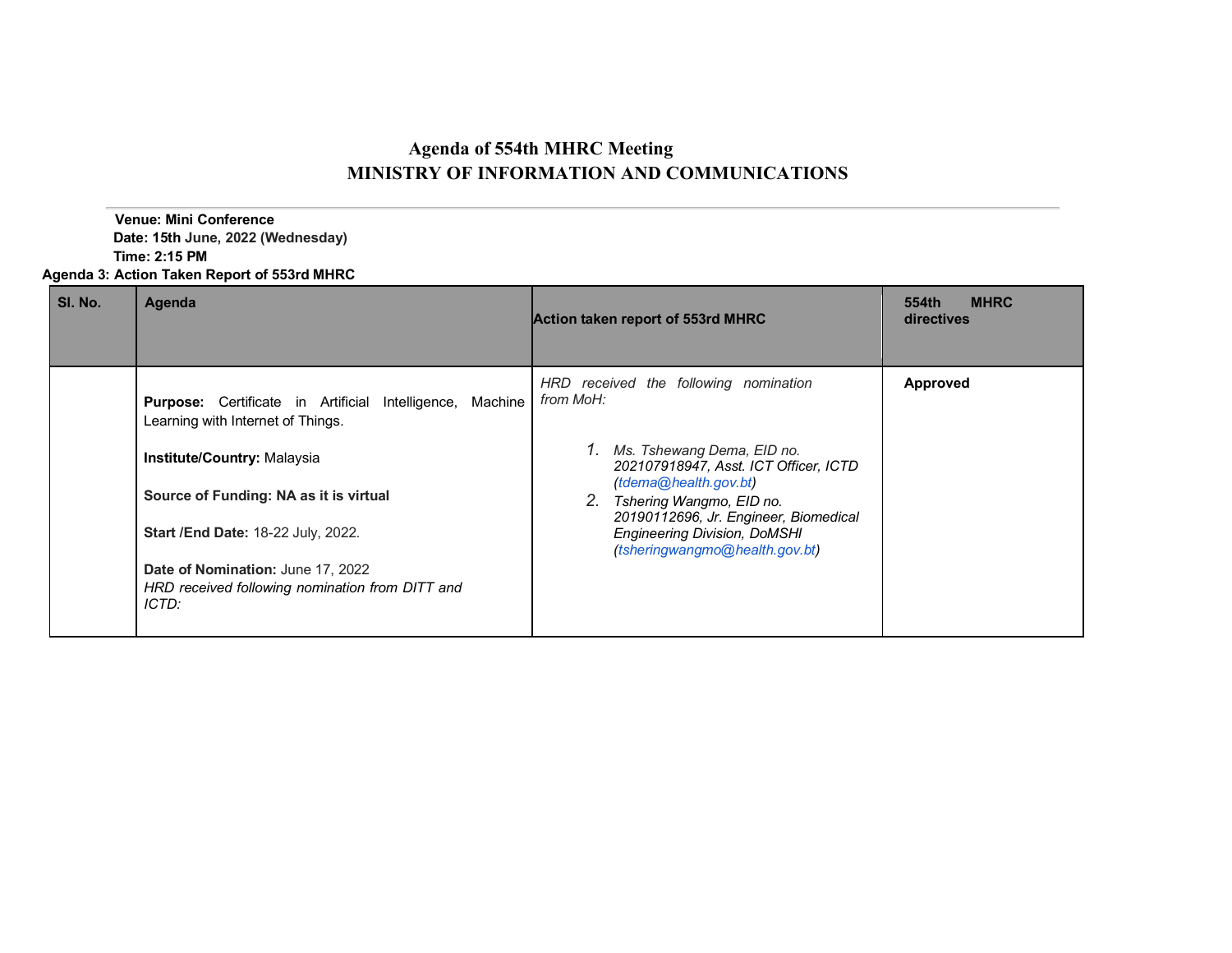# Agenda of 554th MHRC Meeting

# MINISTRY OF INFORMATION AND COMMUNICATIONS

**Venue: Mini Conference**

**Date: 15th June, 2022 (Wednesday)**

**Time: 2:15 PM**

**Agenda 3: Action Taken Report of 553rd MHRC**

| Sl. No. | Agenda | Action taken report of 553rd MHRC | 554th MHRC directives |
|---|---|---|---|
| | **Purpose:** Certificate in Artificial Intelligence, Machine Learning with Internet of Things.<br><br>**Institute/Country:** Malaysia<br><br>**Source of Funding: NA as it is virtual**<br><br>**Start /End Date:** 18-22 July, 2022.<br><br>**Date of Nomination:** June 17, 2022<br>*HRD received following nomination from DITT and ICTD:* | *HRD received the following nomination from MoH:*<br><br>1. *Ms. Tshewang Dema, EID no. 202107918947, Asst. ICT Officer, ICTD (tdema@health.gov.bt)*<br>2. *Tshering Wangmo, EID no. 20190112696, Jr. Engineer, Biomedical Engineering Division, DoMSHI (tsheringwangmo@health.gov.bt)* | **Approved** |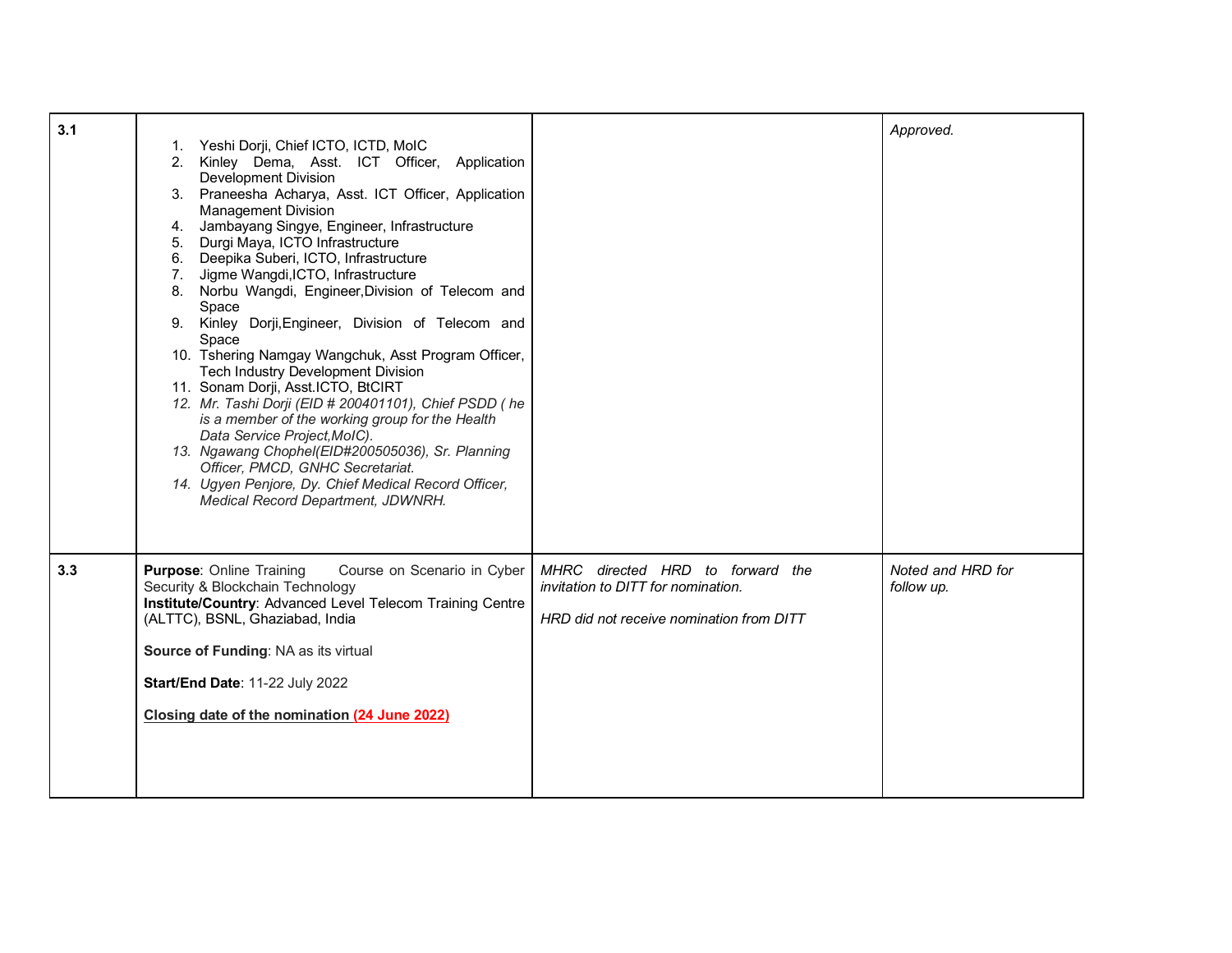| | | | |
|---|---|---|---|
| 3.1 | 1. Yeshi Dorji, Chief ICTO, ICTD, MoIC<br>2. Kinley Dema, Asst. ICT Officer, Application Development Division<br>3. Praneesha Acharya, Asst. ICT Officer, Application Management Division<br>4. Jambayang Singye, Engineer, Infrastructure<br>5. Durgi Maya, ICTO Infrastructure<br>6. Deepika Suberi, ICTO, Infrastructure<br>7. Jigme Wangdi,ICTO, Infrastructure<br>8. Norbu Wangdi, Engineer,Division of Telecom and Space<br>9. Kinley Dorji,Engineer, Division of Telecom and Space<br>10. Tshering Namgay Wangchuk, Asst Program Officer, Tech Industry Development Division<br>11. Sonam Dorji, Asst.ICTO, BtCIRT<br>12. *Mr. Tashi Dorji (EID # 200401101), Chief PSDD ( he is a member of the working group for the Health Data Service Project,MoIC).*<br>13. *Ngawang Chophel(EID#200505036), Sr. Planning Officer, PMCD, GNHC Secretariat.*<br>14. *Ugyen Penjore, Dy. Chief Medical Record Officer, Medical Record Department, JDWNRH.* | | *Approved.* |
| 3.3 | **Purpose**: Online Training Course on Scenario in Cyber Security & Blockchain Technology<br>**Institute/Country**: Advanced Level Telecom Training Centre (ALTTC), BSNL, Ghaziabad, India<br><br>**Source of Funding**: NA as its virtual<br><br>**Start/End Date**: 11-22 July 2022<br><br><u>**Closing date of the nomination (24 June 2022)**</u> | *MHRC directed HRD to forward the invitation to DITT for nomination.*<br><br>*HRD did not receive nomination from DITT* | *Noted and HRD for follow up.* |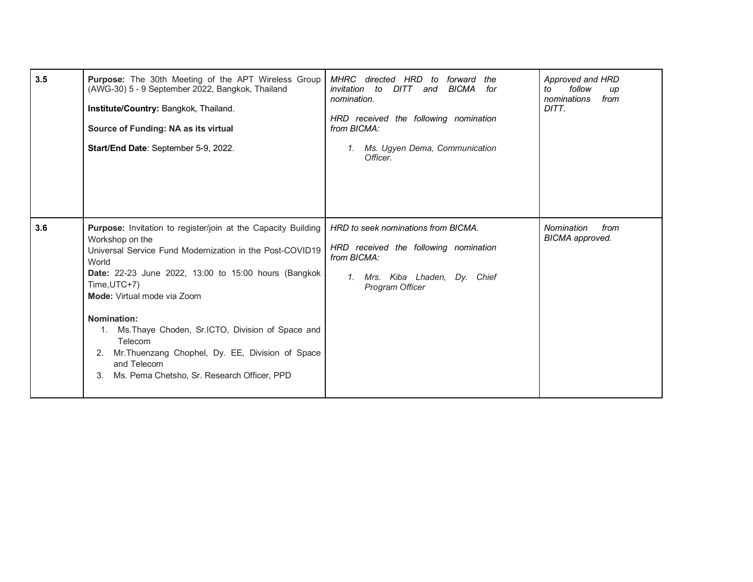| | | | |
|---|---|---|---|
| 3.5 | **Purpose:** The 30th Meeting of the APT Wireless Group (AWG-30) 5 - 9 September 2022, Bangkok, Thailand<br><br>**Institute/Country:** Bangkok, Thailand.<br><br>**Source of Funding: NA as its virtual**<br><br>**Start/End Date**: September 5-9, 2022. | *MHRC directed HRD to forward the invitation to DITT and BICMA for nomination.*<br><br>*HRD received the following nomination from BICMA:*<br><br>*1. Ms. Ugyen Dema, Communication Officer.* | *Approved and HRD to follow up nominations from DITT.* |
| 3.6 | **Purpose:** Invitation to register/join at the Capacity Building Workshop on the<br>Universal Service Fund Modernization in the Post-COVID19 World<br>**Date:** 22-23 June 2022, 13:00 to 15:00 hours (Bangkok Time,UTC+7)<br>**Mode:** Virtual mode via Zoom<br><br>**Nomination:**<br>1. Ms.Thaye Choden, Sr.ICTO, Division of Space and Telecom<br>2. Mr.Thuenzang Chophel, Dy. EE, Division of Space and Telecom<br>3. Ms. Pema Chetsho, Sr. Research Officer, PPD | *HRD to seek nominations from BICMA.*<br><br>*HRD received the following nomination from BICMA:*<br><br>*1. Mrs. Kiba Lhaden, Dy. Chief Program Officer* | *Nomination from BICMA approved.* |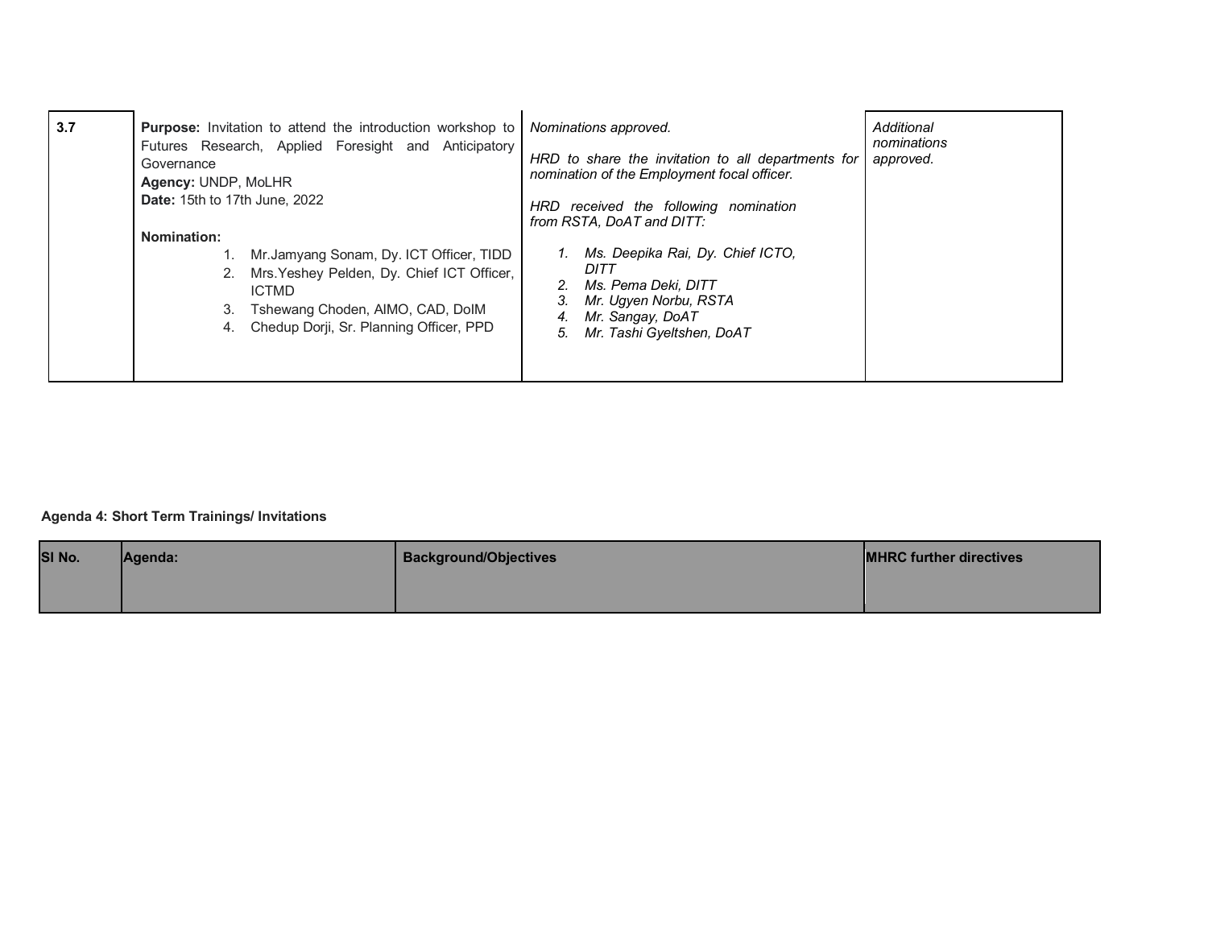| 3.7 | **Purpose:** Invitation to attend the introduction workshop to Futures Research, Applied Foresight and Anticipatory Governance<br>**Agency:** UNDP, MoLHR<br>**Date:** 15th to 17th June, 2022<br><br>**Nomination:**<br>1. Mr.Jamyang Sonam, Dy. ICT Officer, TIDD<br>2. Mrs.Yeshey Pelden, Dy. Chief ICT Officer, ICTMD<br>3. Tshewang Choden, AIMO, CAD, DoIM<br>4. Chedup Dorji, Sr. Planning Officer, PPD | *Nominations approved.*<br><br>*HRD to share the invitation to all departments for nomination of the Employment focal officer.*<br><br>*HRD received the following nomination from RSTA, DoAT and DITT:*<br><br>*1. Ms. Deepika Rai, Dy. Chief ICTO, DITT*<br>*2. Ms. Pema Deki, DITT*<br>*3. Mr. Ugyen Norbu, RSTA*<br>*4. Mr. Sangay, DoAT*<br>*5. Mr. Tashi Gyeltshen, DoAT* | *Additional nominations approved.* |
|---|---|---|---|

**Agenda 4: Short Term Trainings/ Invitations**

| Sl No. | Agenda: | Background/Objectives | MHRC further directives |
|---|---|---|---|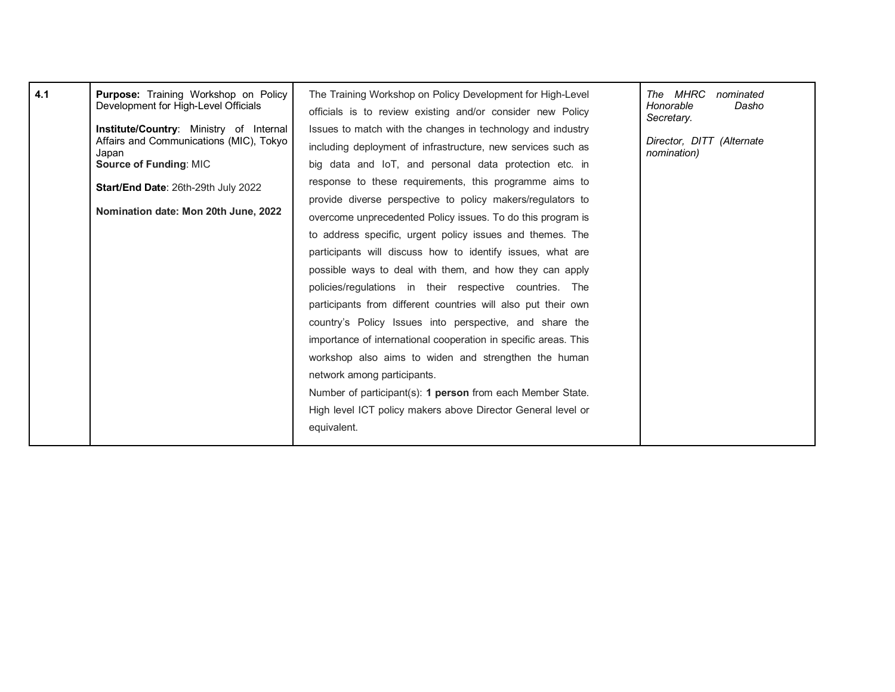| | | | |
|---|---|---|---|
| **4.1** | **Purpose:** Training Workshop on Policy Development for High-Level Officials<br><br>**Institute/Country**: Ministry of Internal Affairs and Communications (MIC), Tokyo Japan<br>**Source of Funding**: MIC<br><br>**Start/End Date**: 26th-29th July 2022<br><br>**Nomination date: Mon 20th June, 2022** | The Training Workshop on Policy Development for High-Level officials is to review existing and/or consider new Policy Issues to match with the changes in technology and industry including deployment of infrastructure, new services such as big data and IoT, and personal data protection etc. in response to these requirements, this programme aims to provide diverse perspective to policy makers/regulators to overcome unprecedented Policy issues. To do this program is to address specific, urgent policy issues and themes. The participants will discuss how to identify issues, what are possible ways to deal with them, and how they can apply policies/regulations in their respective countries. The participants from different countries will also put their own country's Policy Issues into perspective, and share the importance of international cooperation in specific areas. This workshop also aims to widen and strengthen the human network among participants.<br>Number of participant(s): **1 person** from each Member State. High level ICT policy makers above Director General level or equivalent. | *The MHRC nominated Honorable Dasho Secretary.*<br><br>*Director, DITT (Alternate nomination)* |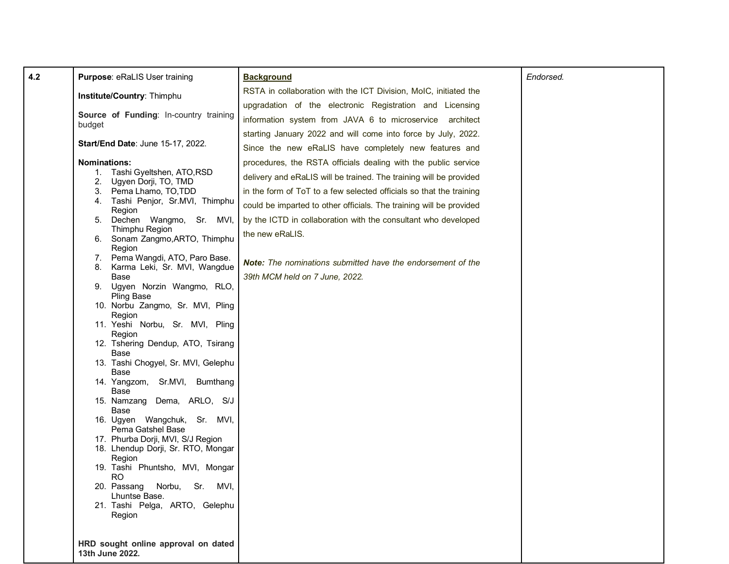| | | | |
|---|---|---|---|
| 4.2 | **Purpose**: eRaLIS User training<br><br>**Institute/Country**: Thimphu<br><br>**Source of Funding**: In-country training budget<br><br>**Start/End Date**: June 15-17, 2022.<br><br>**Nominations:**<br>1. Tashi Gyeltshen, ATO,RSD<br>2. Ugyen Dorji, TO, TMD<br>3. Pema Lhamo, TO,TDD<br>4. Tashi Penjor, Sr.MVI, Thimphu Region<br>5. Dechen Wangmo, Sr. MVI, Thimphu Region<br>6. Sonam Zangmo,ARTO, Thimphu Region<br>7. Pema Wangdi, ATO, Paro Base.<br>8. Karma Leki, Sr. MVI, Wangdue Base<br>9. Ugyen Norzin Wangmo, RLO, Pling Base<br>10. Norbu Zangmo, Sr. MVI, Pling Region<br>11. Yeshi Norbu, Sr. MVI, Pling Region<br>12. Tshering Dendup, ATO, Tsirang Base<br>13. Tashi Chogyel, Sr. MVI, Gelephu Base<br>14. Yangzom, Sr.MVI, Bumthang Base<br>15. Namzang Dema, ARLO, S/J Base<br>16. Ugyen Wangchuk, Sr. MVI, Pema Gatshel Base<br>17. Phurba Dorji, MVI, S/J Region<br>18. Lhendup Dorji, Sr. RTO, Mongar Region<br>19. Tashi Phuntsho, MVI, Mongar RO<br>20. Passang Norbu, Sr. MVI, Lhuntse Base.<br>21. Tashi Pelga, ARTO, Gelephu Region<br><br>**HRD sought online approval on dated 13th June 2022.** | **Background**<br>RSTA in collaboration with the ICT Division, MoIC, initiated the upgradation of the electronic Registration and Licensing information system from JAVA 6 to microservice architect starting January 2022 and will come into force by July, 2022. Since the new eRaLIS have completely new features and procedures, the RSTA officials dealing with the public service delivery and eRaLIS will be trained. The training will be provided in the form of ToT to a few selected officials so that the training could be imparted to other officials. The training will be provided by the ICTD in collaboration with the consultant who developed the new eRaLIS.<br><br>***Note:*** *The nominations submitted have the endorsement of the 39th MCM held on 7 June, 2022.* | *Endorsed.* |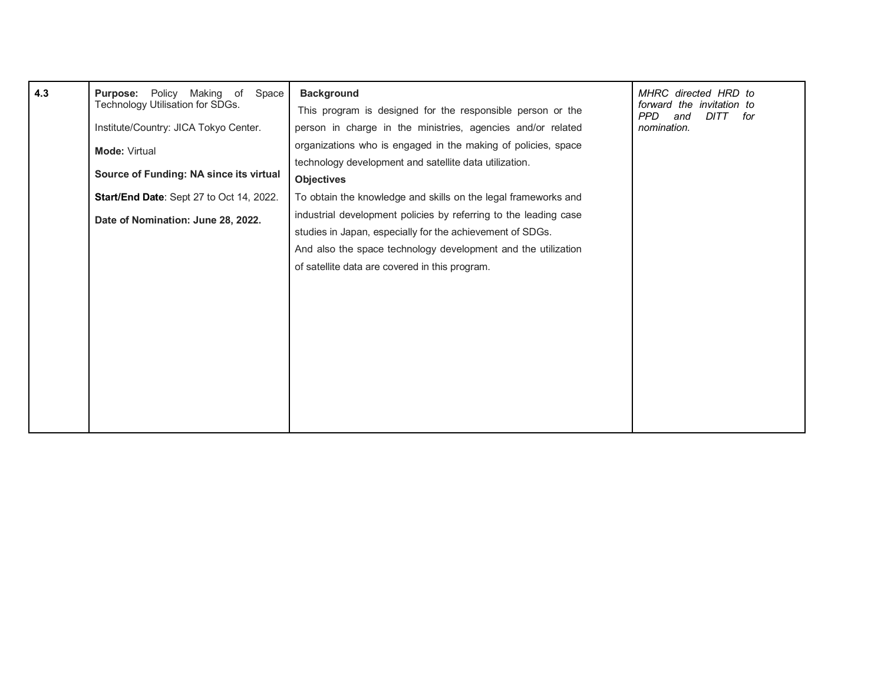| | | | |
|---|---|---|---|
| **4.3** | **Purpose:** Policy Making of Space Technology Utilisation for SDGs.<br><br>Institute/Country: JICA Tokyo Center.<br><br>**Mode:** Virtual<br><br>**Source of Funding: NA since its virtual**<br><br>**Start/End Date**: Sept 27 to Oct 14, 2022.<br><br>**Date of Nomination: June 28, 2022.** | **Background**<br>This program is designed for the responsible person or the person in charge in the ministries, agencies and/or related organizations who is engaged in the making of policies, space technology development and satellite data utilization.<br>**Objectives**<br>To obtain the knowledge and skills on the legal frameworks and industrial development policies by referring to the leading case studies in Japan, especially for the achievement of SDGs.<br>And also the space technology development and the utilization of satellite data are covered in this program. | *MHRC directed HRD to forward the invitation to PPD and DITT for nomination.* |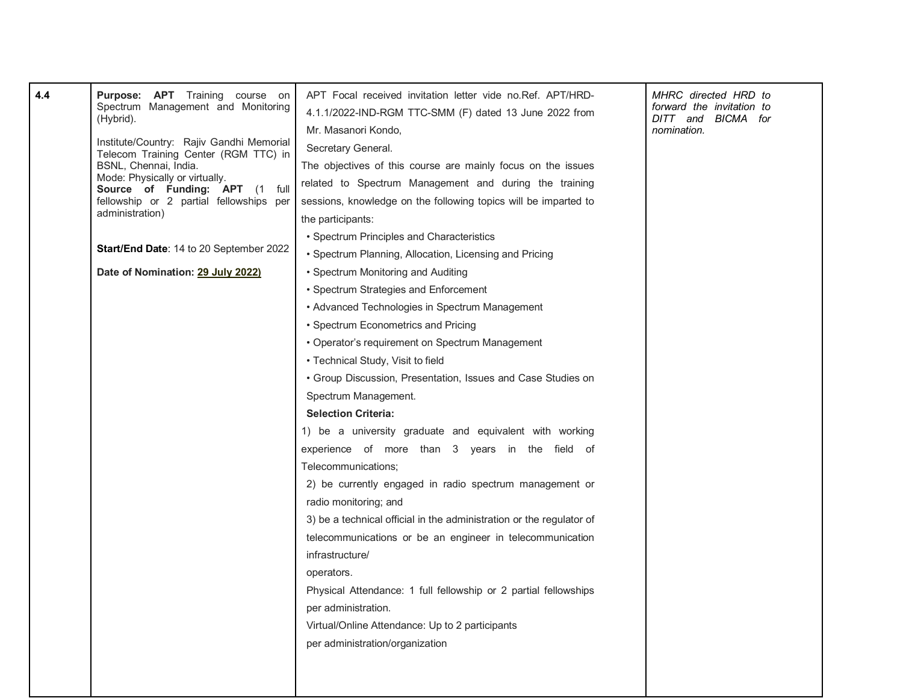| | | | |
|---|---|---|---|
| 4.4 | **Purpose: APT** Training course on Spectrum Management and Monitoring (Hybrid).<br><br>Institute/Country: Rajiv Gandhi Memorial Telecom Training Center (RGM TTC) in BSNL, Chennai, India.<br>Mode: Physically or virtually.<br>**Source of Funding: APT** (1 full fellowship or 2 partial fellowships per administration)<br><br>**Start/End Date**: 14 to 20 September 2022<br><br>**Date of Nomination: 29 July 2022)** | APT Focal received invitation letter vide no.Ref. APT/HRD-4.1.1/2022-IND-RGM TTC-SMM (F) dated 13 June 2022 from Mr. Masanori Kondo, Secretary General.<br>The objectives of this course are mainly focus on the issues related to Spectrum Management and during the training sessions, knowledge on the following topics will be imparted to the participants:<br>• Spectrum Principles and Characteristics<br>• Spectrum Planning, Allocation, Licensing and Pricing<br>• Spectrum Monitoring and Auditing<br>• Spectrum Strategies and Enforcement<br>• Advanced Technologies in Spectrum Management<br>• Spectrum Econometrics and Pricing<br>• Operator's requirement on Spectrum Management<br>• Technical Study, Visit to field<br>• Group Discussion, Presentation, Issues and Case Studies on Spectrum Management.<br>**Selection Criteria:**<br>1) be a university graduate and equivalent with working experience of more than 3 years in the field of Telecommunications;<br>2) be currently engaged in radio spectrum management or radio monitoring; and<br>3) be a technical official in the administration or the regulator of telecommunications or be an engineer in telecommunication infrastructure/ operators.<br>Physical Attendance: 1 full fellowship or 2 partial fellowships per administration.<br>Virtual/Online Attendance: Up to 2 participants per administration/organization | *MHRC directed HRD to forward the invitation to DITT and BICMA for nomination.* |